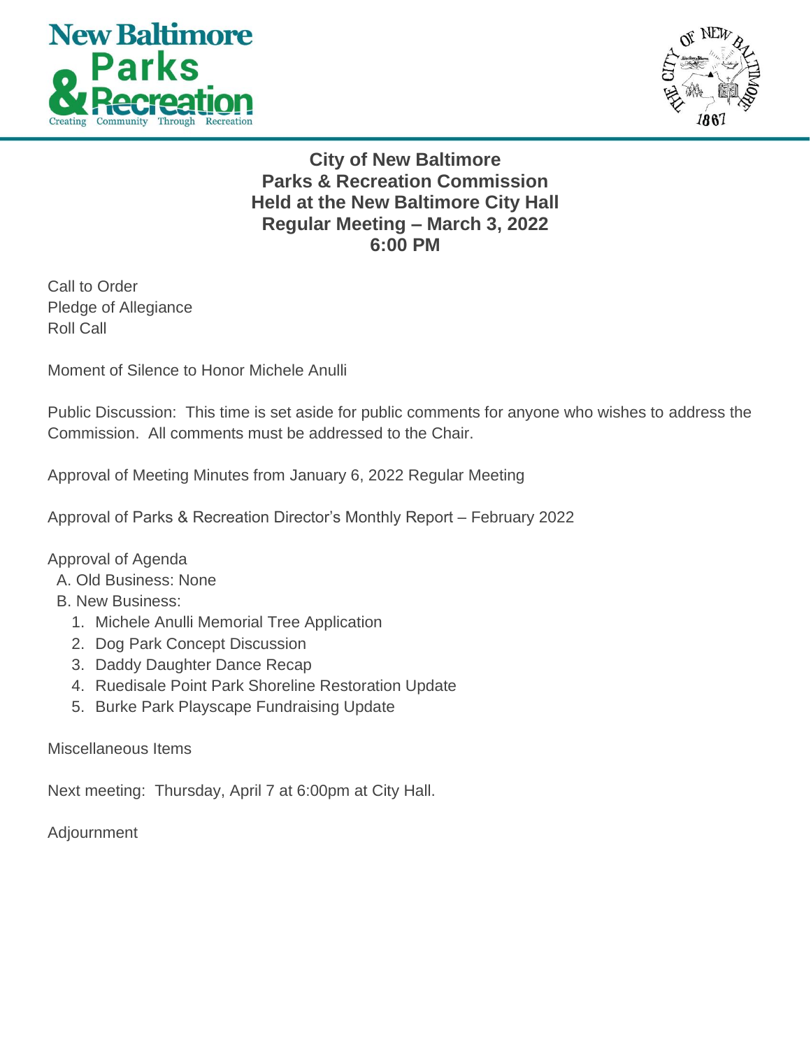# City of New Baltimore
## Parks & Recreation Commission
## Held at the New Baltimore City Hall
## Regular Meeting – March 3, 2022
## 6:00 PM

Call to Order
Pledge of Allegiance
Roll Call

Moment of Silence to Honor Michele Anulli

Public Discussion: This time is set aside for public comments for anyone who wishes to address the Commission. All comments must be addressed to the Chair.

Approval of Meeting Minutes from January 6, 2022 Regular Meeting

Approval of Parks & Recreation Director's Monthly Report – February 2022

Approval of Agenda

A. Old Business: None

B. New Business:

1. Michele Anulli Memorial Tree Application
2. Dog Park Concept Discussion
3. Daddy Daughter Dance Recap
4. Ruedisale Point Park Shoreline Restoration Update
5. Burke Park Playscape Fundraising Update

Miscellaneous Items

Next meeting: Thursday, April 7 at 6:00pm at City Hall.

Adjournment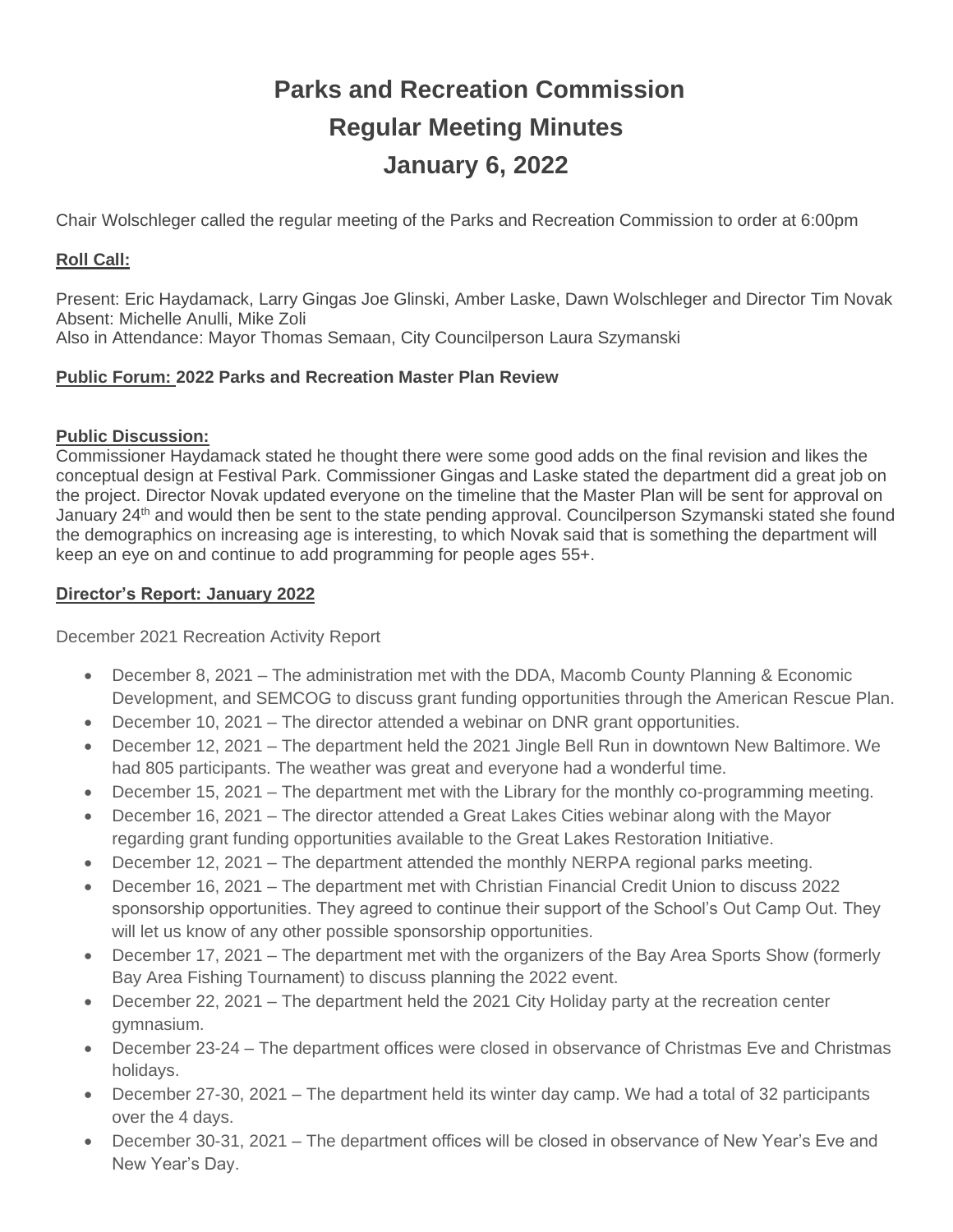# Parks and Recreation Commission
# Regular Meeting Minutes
# January 6, 2022

Chair Wolschleger called the regular meeting of the Parks and Recreation Commission to order at 6:00pm

**Roll Call:**

Present: Eric Haydamack, Larry Gingas Joe Glinski, Amber Laske, Dawn Wolschleger and Director Tim Novak
Absent: Michelle Anulli, Mike Zoli
Also in Attendance: Mayor Thomas Semaan, City Councilperson Laura Szymanski

**Public Forum: 2022 Parks and Recreation Master Plan Review**

**Public Discussion:**
Commissioner Haydamack stated he thought there were some good adds on the final revision and likes the conceptual design at Festival Park. Commissioner Gingas and Laske stated the department did a great job on the project. Director Novak updated everyone on the timeline that the Master Plan will be sent for approval on January 24th and would then be sent to the state pending approval. Councilperson Szymanski stated she found the demographics on increasing age is interesting, to which Novak said that is something the department will keep an eye on and continue to add programming for people ages 55+.

**Director's Report: January 2022**

December 2021 Recreation Activity Report

- December 8, 2021 – The administration met with the DDA, Macomb County Planning & Economic Development, and SEMCOG to discuss grant funding opportunities through the American Rescue Plan.
- December 10, 2021 – The director attended a webinar on DNR grant opportunities.
- December 12, 2021 – The department held the 2021 Jingle Bell Run in downtown New Baltimore. We had 805 participants. The weather was great and everyone had a wonderful time.
- December 15, 2021 – The department met with the Library for the monthly co-programming meeting.
- December 16, 2021 – The director attended a Great Lakes Cities webinar along with the Mayor regarding grant funding opportunities available to the Great Lakes Restoration Initiative.
- December 12, 2021 – The department attended the monthly NERPA regional parks meeting.
- December 16, 2021 – The department met with Christian Financial Credit Union to discuss 2022 sponsorship opportunities. They agreed to continue their support of the School's Out Camp Out. They will let us know of any other possible sponsorship opportunities.
- December 17, 2021 – The department met with the organizers of the Bay Area Sports Show (formerly Bay Area Fishing Tournament) to discuss planning the 2022 event.
- December 22, 2021 – The department held the 2021 City Holiday party at the recreation center gymnasium.
- December 23-24 – The department offices were closed in observance of Christmas Eve and Christmas holidays.
- December 27-30, 2021 – The department held its winter day camp. We had a total of 32 participants over the 4 days.
- December 30-31, 2021 – The department offices will be closed in observance of New Year's Eve and New Year's Day.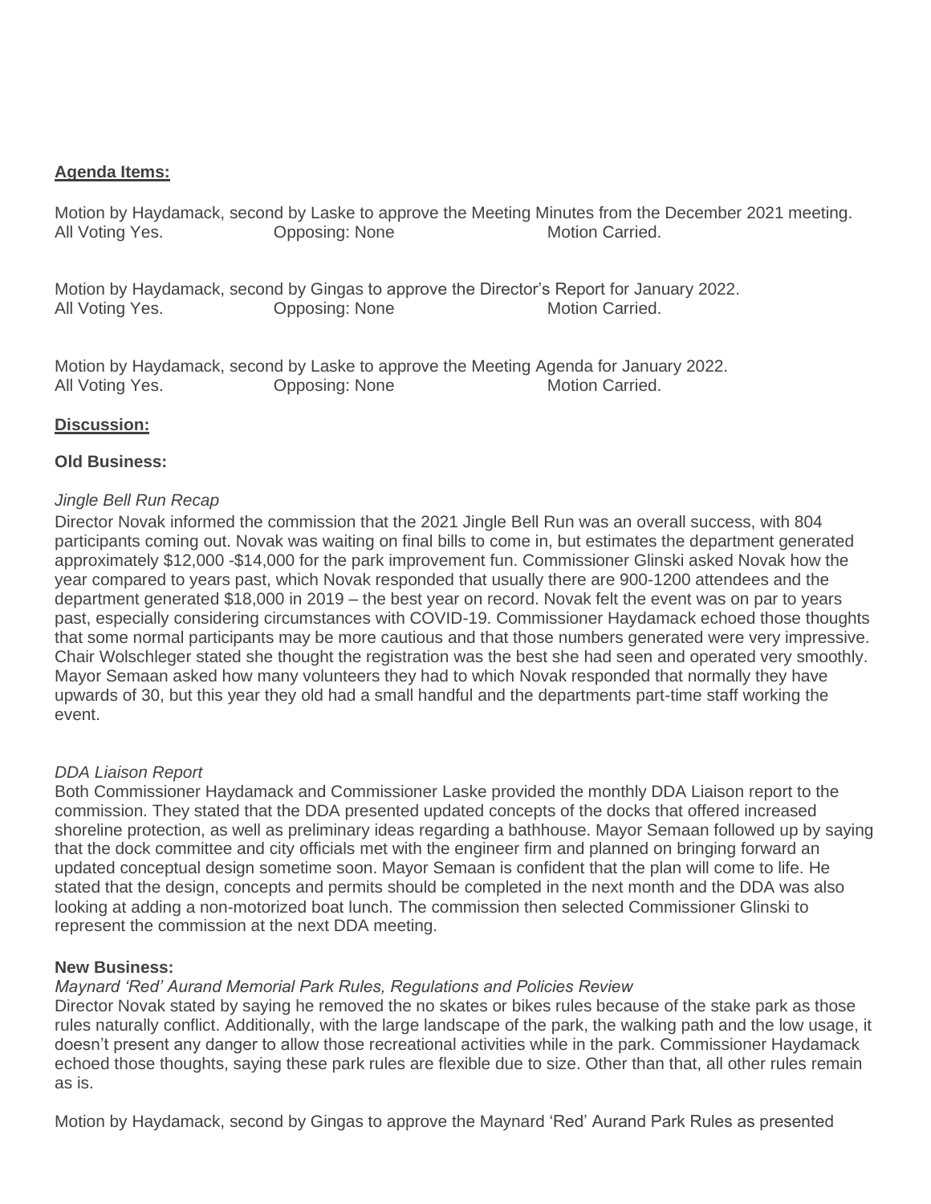**Agenda Items:**

Motion by Haydamack, second by Laske to approve the Meeting Minutes from the December 2021 meeting.
All Voting Yes. Opposing: None Motion Carried.

Motion by Haydamack, second by Gingas to approve the Director's Report for January 2022.
All Voting Yes. Opposing: None Motion Carried.

Motion by Haydamack, second by Laske to approve the Meeting Agenda for January 2022.
All Voting Yes. Opposing: None Motion Carried.

**Discussion:**

**Old Business:**

*Jingle Bell Run Recap*

Director Novak informed the commission that the 2021 Jingle Bell Run was an overall success, with 804 participants coming out. Novak was waiting on final bills to come in, but estimates the department generated approximately $12,000 -$14,000 for the park improvement fun. Commissioner Glinski asked Novak how the year compared to years past, which Novak responded that usually there are 900-1200 attendees and the department generated $18,000 in 2019 – the best year on record. Novak felt the event was on par to years past, especially considering circumstances with COVID-19. Commissioner Haydamack echoed those thoughts that some normal participants may be more cautious and that those numbers generated were very impressive. Chair Wolschleger stated she thought the registration was the best she had seen and operated very smoothly. Mayor Semaan asked how many volunteers they had to which Novak responded that normally they have upwards of 30, but this year they old had a small handful and the departments part-time staff working the event.

*DDA Liaison Report*

Both Commissioner Haydamack and Commissioner Laske provided the monthly DDA Liaison report to the commission. They stated that the DDA presented updated concepts of the docks that offered increased shoreline protection, as well as preliminary ideas regarding a bathhouse. Mayor Semaan followed up by saying that the dock committee and city officials met with the engineer firm and planned on bringing forward an updated conceptual design sometime soon. Mayor Semaan is confident that the plan will come to life. He stated that the design, concepts and permits should be completed in the next month and the DDA was also looking at adding a non-motorized boat lunch. The commission then selected Commissioner Glinski to represent the commission at the next DDA meeting.

**New Business:**

*Maynard 'Red' Aurand Memorial Park Rules, Regulations and Policies Review*

Director Novak stated by saying he removed the no skates or bikes rules because of the stake park as those rules naturally conflict. Additionally, with the large landscape of the park, the walking path and the low usage, it doesn't present any danger to allow those recreational activities while in the park. Commissioner Haydamack echoed those thoughts, saying these park rules are flexible due to size. Other than that, all other rules remain as is.

Motion by Haydamack, second by Gingas to approve the Maynard 'Red' Aurand Park Rules as presented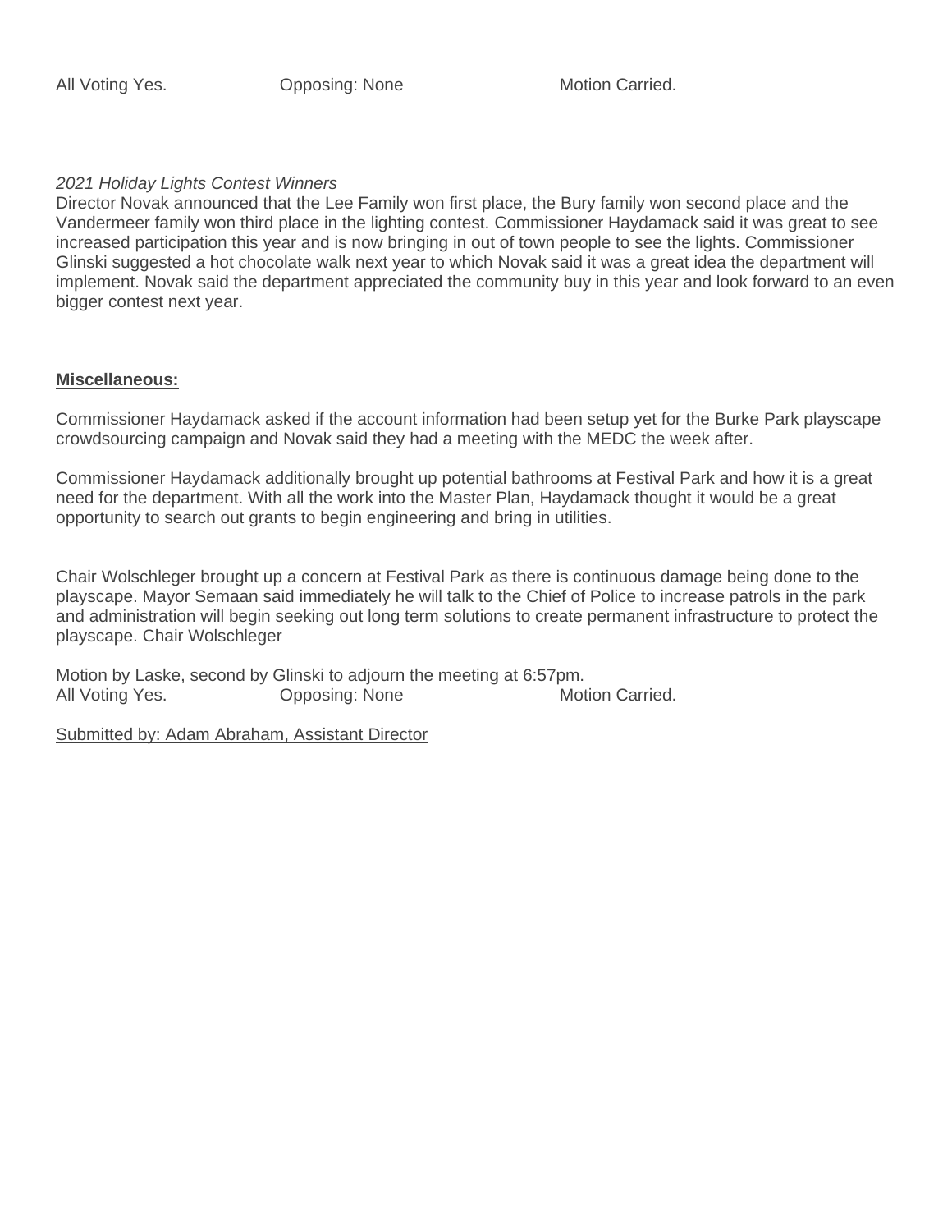All Voting Yes. Opposing: None Motion Carried.

*2021 Holiday Lights Contest Winners*
Director Novak announced that the Lee Family won first place, the Bury family won second place and the Vandermeer family won third place in the lighting contest. Commissioner Haydamack said it was great to see increased participation this year and is now bringing in out of town people to see the lights. Commissioner Glinski suggested a hot chocolate walk next year to which Novak said it was a great idea the department will implement. Novak said the department appreciated the community buy in this year and look forward to an even bigger contest next year.

**Miscellaneous:**

Commissioner Haydamack asked if the account information had been setup yet for the Burke Park playscape crowdsourcing campaign and Novak said they had a meeting with the MEDC the week after.

Commissioner Haydamack additionally brought up potential bathrooms at Festival Park and how it is a great need for the department. With all the work into the Master Plan, Haydamack thought it would be a great opportunity to search out grants to begin engineering and bring in utilities.

Chair Wolschleger brought up a concern at Festival Park as there is continuous damage being done to the playscape. Mayor Semaan said immediately he will talk to the Chief of Police to increase patrols in the park and administration will begin seeking out long term solutions to create permanent infrastructure to protect the playscape. Chair Wolschleger

Motion by Laske, second by Glinski to adjourn the meeting at 6:57pm.
All Voting Yes. Opposing: None Motion Carried.

Submitted by: Adam Abraham, Assistant Director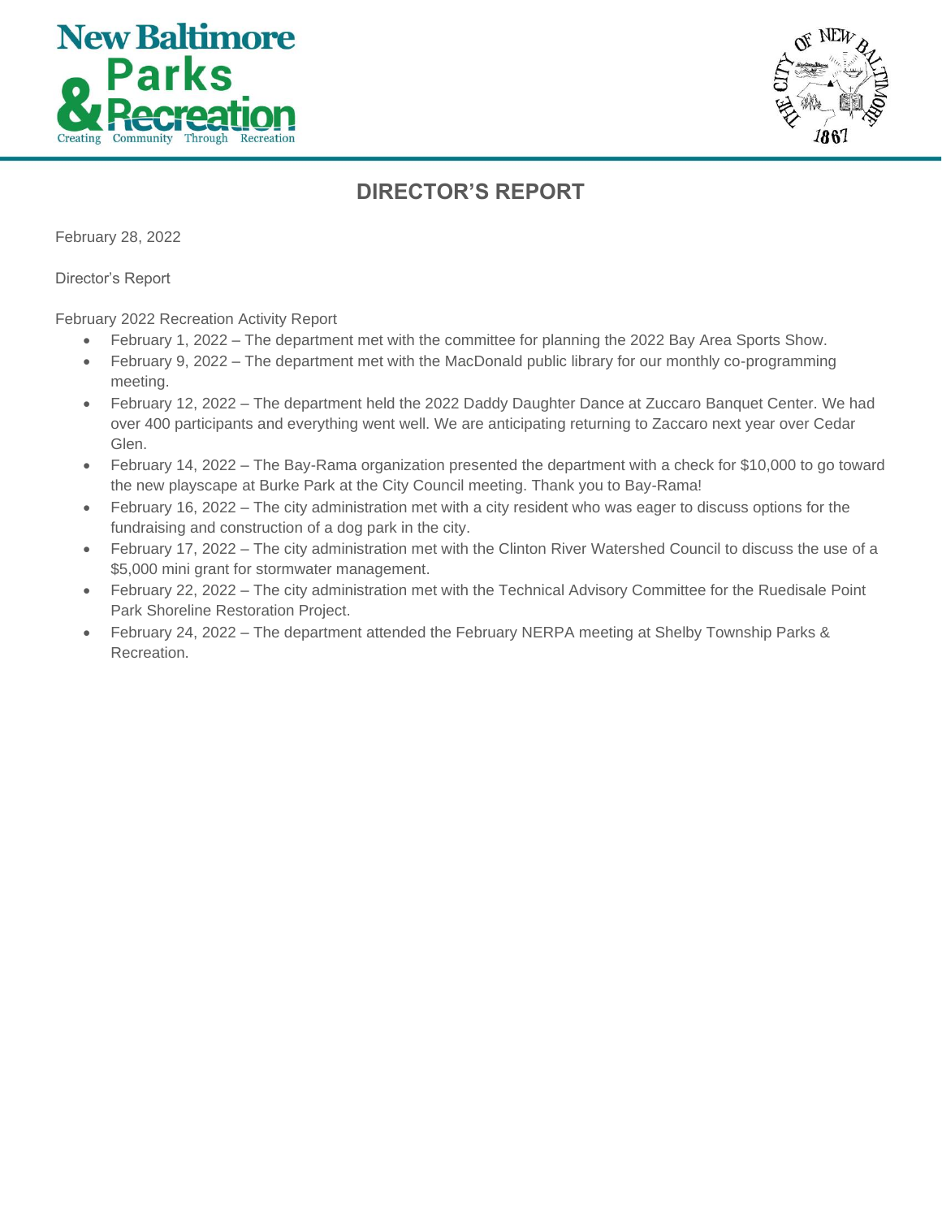# DIRECTOR'S REPORT

February 28, 2022

Director's Report

February 2022 Recreation Activity Report

- February 1, 2022 – The department met with the committee for planning the 2022 Bay Area Sports Show.
- February 9, 2022 – The department met with the MacDonald public library for our monthly co-programming meeting.
- February 12, 2022 – The department held the 2022 Daddy Daughter Dance at Zuccaro Banquet Center. We had over 400 participants and everything went well. We are anticipating returning to Zaccaro next year over Cedar Glen.
- February 14, 2022 – The Bay-Rama organization presented the department with a check for $10,000 to go toward the new playscape at Burke Park at the City Council meeting. Thank you to Bay-Rama!
- February 16, 2022 – The city administration met with a city resident who was eager to discuss options for the fundraising and construction of a dog park in the city.
- February 17, 2022 – The city administration met with the Clinton River Watershed Council to discuss the use of a $5,000 mini grant for stormwater management.
- February 22, 2022 – The city administration met with the Technical Advisory Committee for the Ruedisale Point Park Shoreline Restoration Project.
- February 24, 2022 – The department attended the February NERPA meeting at Shelby Township Parks & Recreation.